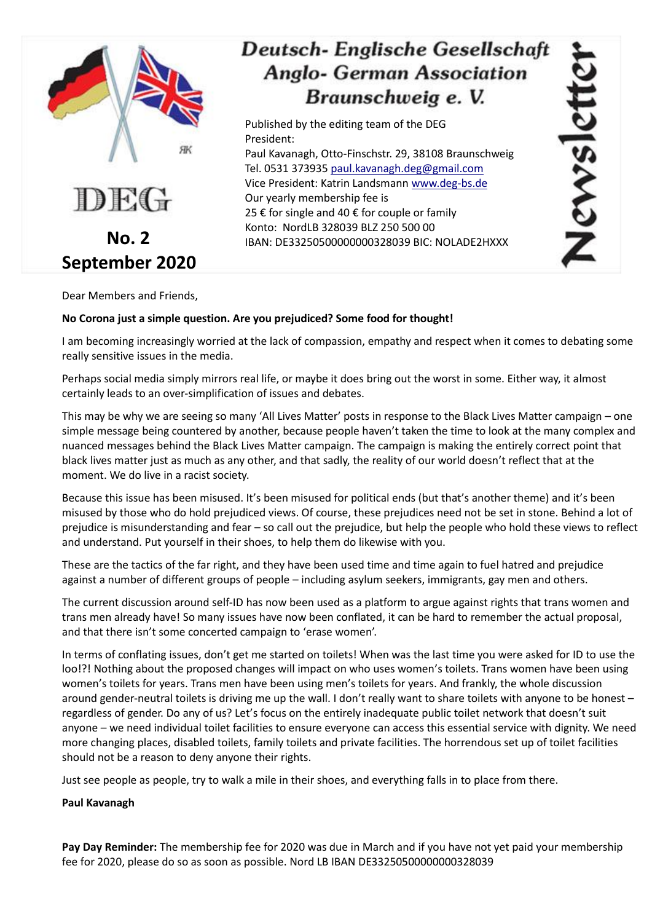# Deutsch- Englische Gesellschaft
# Anglo- German Association
# Braunschweig e. V.

**Newsletter**

**DEG**

**No. 2**
**September 2020**

Published by the editing team of the DEG
President:
Paul Kavanagh, Otto-Finschstr. 29, 38108 Braunschweig
Tel. 0531 373935 paul.kavanagh.deg@gmail.com
Vice President: Katrin Landsmann www.deg-bs.de
Our yearly membership fee is
25 € for single and 40 € for couple or family
Konto: NordLB 328039 BLZ 250 500 00
IBAN: DE33250500000000328039 BIC: NOLADE2HXXX

Dear Members and Friends,

**No Corona just a simple question. Are you prejudiced? Some food for thought!**

I am becoming increasingly worried at the lack of compassion, empathy and respect when it comes to debating some really sensitive issues in the media.

Perhaps social media simply mirrors real life, or maybe it does bring out the worst in some. Either way, it almost certainly leads to an over-simplification of issues and debates.

This may be why we are seeing so many 'All Lives Matter' posts in response to the Black Lives Matter campaign – one simple message being countered by another, because people haven't taken the time to look at the many complex and nuanced messages behind the Black Lives Matter campaign. The campaign is making the entirely correct point that black lives matter just as much as any other, and that sadly, the reality of our world doesn't reflect that at the moment. We do live in a racist society.

Because this issue has been misused. It's been misused for political ends (but that's another theme) and it's been misused by those who do hold prejudiced views. Of course, these prejudices need not be set in stone. Behind a lot of prejudice is misunderstanding and fear – so call out the prejudice, but help the people who hold these views to reflect and understand. Put yourself in their shoes, to help them do likewise with you.

These are the tactics of the far right, and they have been used time and time again to fuel hatred and prejudice against a number of different groups of people – including asylum seekers, immigrants, gay men and others.

The current discussion around self-ID has now been used as a platform to argue against rights that trans women and trans men already have! So many issues have now been conflated, it can be hard to remember the actual proposal, and that there isn't some concerted campaign to 'erase women'.

In terms of conflating issues, don't get me started on toilets! When was the last time you were asked for ID to use the loo!?! Nothing about the proposed changes will impact on who uses women's toilets. Trans women have been using women's toilets for years. Trans men have been using men's toilets for years. And frankly, the whole discussion around gender-neutral toilets is driving me up the wall. I don't really want to share toilets with anyone to be honest – regardless of gender. Do any of us? Let's focus on the entirely inadequate public toilet network that doesn't suit anyone – we need individual toilet facilities to ensure everyone can access this essential service with dignity. We need more changing places, disabled toilets, family toilets and private facilities. The horrendous set up of toilet facilities should not be a reason to deny anyone their rights.

Just see people as people, try to walk a mile in their shoes, and everything falls in to place from there.

**Paul Kavanagh**

**Pay Day Reminder:** The membership fee for 2020 was due in March and if you have not yet paid your membership fee for 2020, please do so as soon as possible. Nord LB IBAN DE33250500000000328039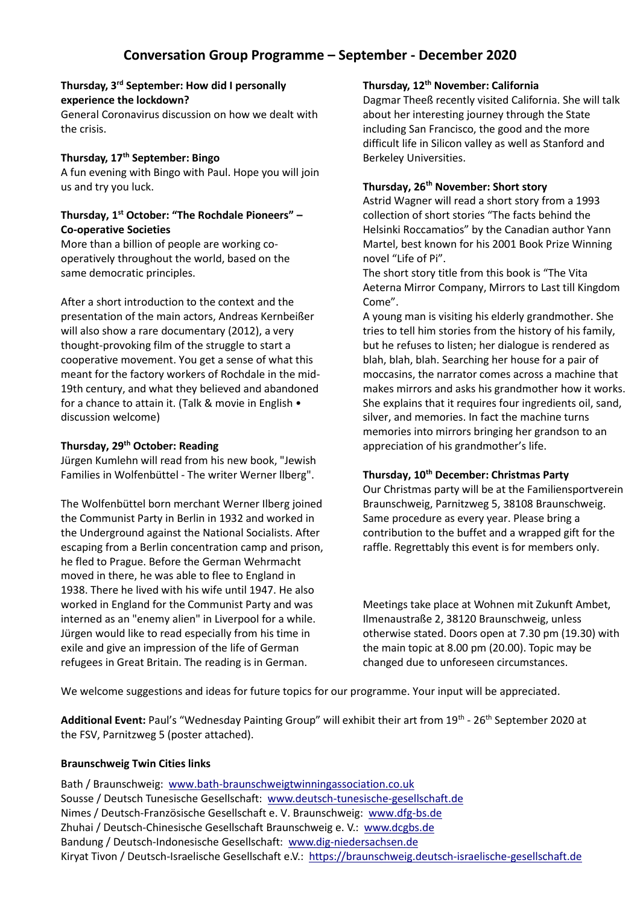# Conversation Group Programme – September - December 2020

**Thursday, 3rd September: How did I personally experience the lockdown?**

General Coronavirus discussion on how we dealt with the crisis.

**Thursday, 17th September: Bingo**

A fun evening with Bingo with Paul. Hope you will join us and try you luck.

**Thursday, 1st October: "The Rochdale Pioneers" – Co-operative Societies**

More than a billion of people are working co-operatively throughout the world, based on the same democratic principles.

After a short introduction to the context and the presentation of the main actors, Andreas Kernbeißer will also show a rare documentary (2012), a very thought-provoking film of the struggle to start a cooperative movement. You get a sense of what this meant for the factory workers of Rochdale in the mid-19th century, and what they believed and abandoned for a chance to attain it. (Talk & movie in English • discussion welcome)

**Thursday, 29th October: Reading**

Jürgen Kumlehn will read from his new book, "Jewish Families in Wolfenbüttel - The writer Werner llberg".

The Wolfenbüttel born merchant Werner Ilberg joined the Communist Party in Berlin in 1932 and worked in the Underground against the National Socialists. After escaping from a Berlin concentration camp and prison, he fled to Prague. Before the German Wehrmacht moved in there, he was able to flee to England in 1938. There he lived with his wife until 1947. He also worked in England for the Communist Party and was interned as an "enemy alien" in Liverpool for a while. Jürgen would like to read especially from his time in exile and give an impression of the life of German refugees in Great Britain. The reading is in German.

**Thursday, 12th November: California**

Dagmar Theeß recently visited California. She will talk about her interesting journey through the State including San Francisco, the good and the more difficult life in Silicon valley as well as Stanford and Berkeley Universities.

**Thursday, 26th November: Short story**

Astrid Wagner will read a short story from a 1993 collection of short stories "The facts behind the Helsinki Roccamatios" by the Canadian author Yann Martel, best known for his 2001 Book Prize Winning novel "Life of Pi".

The short story title from this book is "The Vita Aeterna Mirror Company, Mirrors to Last till Kingdom Come".

A young man is visiting his elderly grandmother. She tries to tell him stories from the history of his family, but he refuses to listen; her dialogue is rendered as blah, blah, blah. Searching her house for a pair of moccasins, the narrator comes across a machine that makes mirrors and asks his grandmother how it works. She explains that it requires four ingredients oil, sand, silver, and memories. In fact the machine turns memories into mirrors bringing her grandson to an appreciation of his grandmother's life.

**Thursday, 10th December: Christmas Party**

Our Christmas party will be at the Familiensportverein Braunschweig, Parnitzweg 5, 38108 Braunschweig. Same procedure as every year. Please bring a contribution to the buffet and a wrapped gift for the raffle. Regrettably this event is for members only.

Meetings take place at Wohnen mit Zukunft Ambet, Ilmenaustraße 2, 38120 Braunschweig, unless otherwise stated. Doors open at 7.30 pm (19.30) with the main topic at 8.00 pm (20.00). Topic may be changed due to unforeseen circumstances.

We welcome suggestions and ideas for future topics for our programme. Your input will be appreciated.

**Additional Event:** Paul's "Wednesday Painting Group" will exhibit their art from 19th - 26th September 2020 at the FSV, Parnitzweg 5 (poster attached).

**Braunschweig Twin Cities links**

Bath / Braunschweig: www.bath-braunschweigtwinningassociation.co.uk
Sousse / Deutsch Tunesische Gesellschaft: www.deutsch-tunesische-gesellschaft.de
Nimes / Deutsch-Französische Gesellschaft e. V. Braunschweig: www.dfg-bs.de
Zhuhai / Deutsch-Chinesische Gesellschaft Braunschweig e. V.: www.dcgbs.de
Bandung / Deutsch-Indonesische Gesellschaft: www.dig-niedersachsen.de
Kiryat Tivon / Deutsch-Israelische Gesellschaft e.V.: https://braunschweig.deutsch-israelische-gesellschaft.de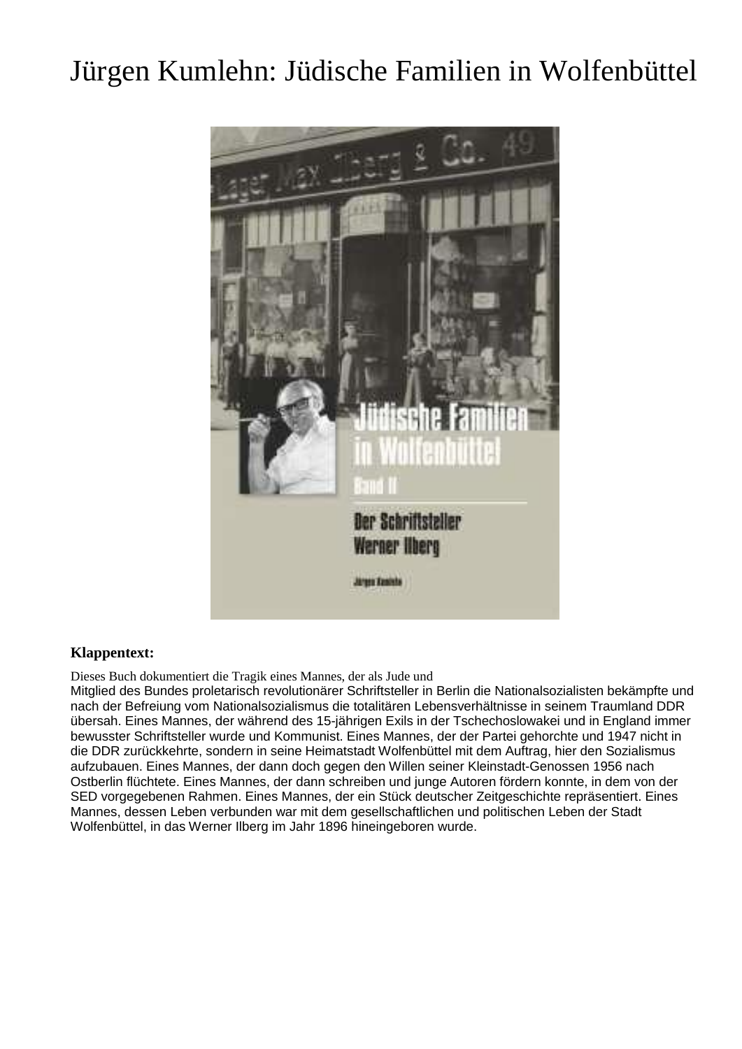# Jürgen Kumlehn: Jüdische Familien in Wolfenbüttel

**Klappentext:**

Dieses Buch dokumentiert die Tragik eines Mannes, der als Jude und Mitglied des Bundes proletarisch revolutionärer Schriftsteller in Berlin die Nationalsozialisten bekämpfte und nach der Befreiung vom Nationalsozialismus die totalitären Lebensverhältnisse in seinem Traumland DDR übersah. Eines Mannes, der während des 15-jährigen Exils in der Tschechoslowakei und in England immer bewusster Schriftsteller wurde und Kommunist. Eines Mannes, der der Partei gehorchte und 1947 nicht in die DDR zurückkehrte, sondern in seine Heimatstadt Wolfenbüttel mit dem Auftrag, hier den Sozialismus aufzubauen. Eines Mannes, der dann doch gegen den Willen seiner Kleinstadt-Genossen 1956 nach Ostberlin flüchtete. Eines Mannes, der dann schreiben und junge Autoren fördern konnte, in dem von der SED vorgegebenen Rahmen. Eines Mannes, der ein Stück deutscher Zeitgeschichte repräsentiert. Eines Mannes, dessen Leben verbunden war mit dem gesellschaftlichen und politischen Leben der Stadt Wolfenbüttel, in das Werner Ilberg im Jahr 1896 hineingeboren wurde.